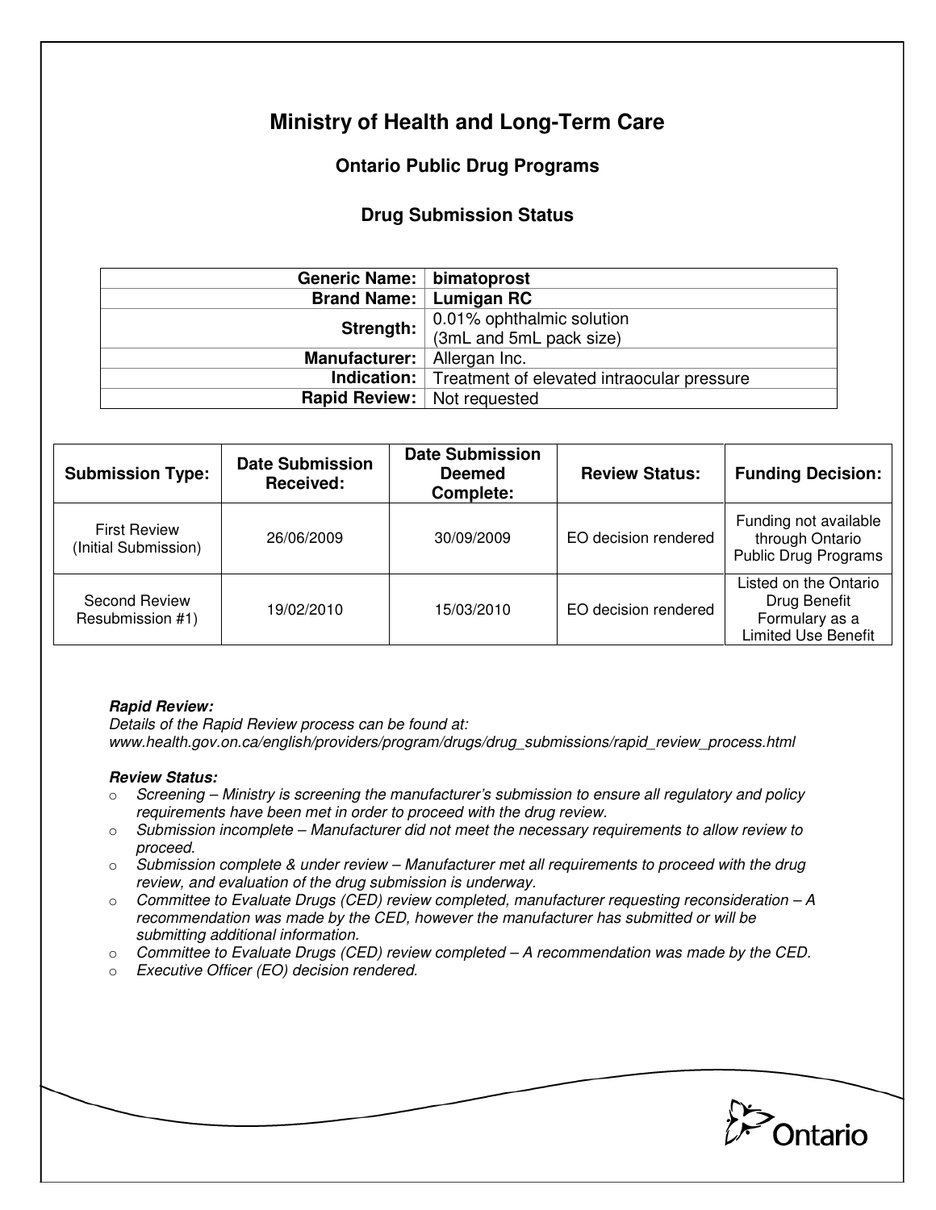# Ministry of Health and Long-Term Care

## Ontario Public Drug Programs

### Drug Submission Status

| | |
|---|---|
| **Generic Name:** | **bimatoprost** |
| **Brand Name:** | **Lumigan RC** |
| **Strength:** | 0.01% ophthalmic solution (3mL and 5mL pack size) |
| **Manufacturer:** | Allergan Inc. |
| **Indication:** | Treatment of elevated intraocular pressure |
| **Rapid Review:** | Not requested |

| Submission Type: | Date Submission Received: | Date Submission Deemed Complete: | Review Status: | Funding Decision: |
|---|---|---|---|---|
| First Review (Initial Submission) | 26/06/2009 | 30/09/2009 | EO decision rendered | Funding not available through Ontario Public Drug Programs |
| Second Review Resubmission #1) | 19/02/2010 | 15/03/2010 | EO decision rendered | Listed on the Ontario Drug Benefit Formulary as a Limited Use Benefit |

***Rapid Review:***
*Details of the Rapid Review process can be found at:*
*www.health.gov.on.ca/english/providers/program/drugs/drug_submissions/rapid_review_process.html*

***Review Status:***

- *Screening – Ministry is screening the manufacturer's submission to ensure all regulatory and policy requirements have been met in order to proceed with the drug review.*
- *Submission incomplete – Manufacturer did not meet the necessary requirements to allow review to proceed.*
- *Submission complete & under review – Manufacturer met all requirements to proceed with the drug review, and evaluation of the drug submission is underway.*
- *Committee to Evaluate Drugs (CED) review completed, manufacturer requesting reconsideration – A recommendation was made by the CED, however the manufacturer has submitted or will be submitting additional information.*
- *Committee to Evaluate Drugs (CED) review completed – A recommendation was made by the CED.*
- *Executive Officer (EO) decision rendered.*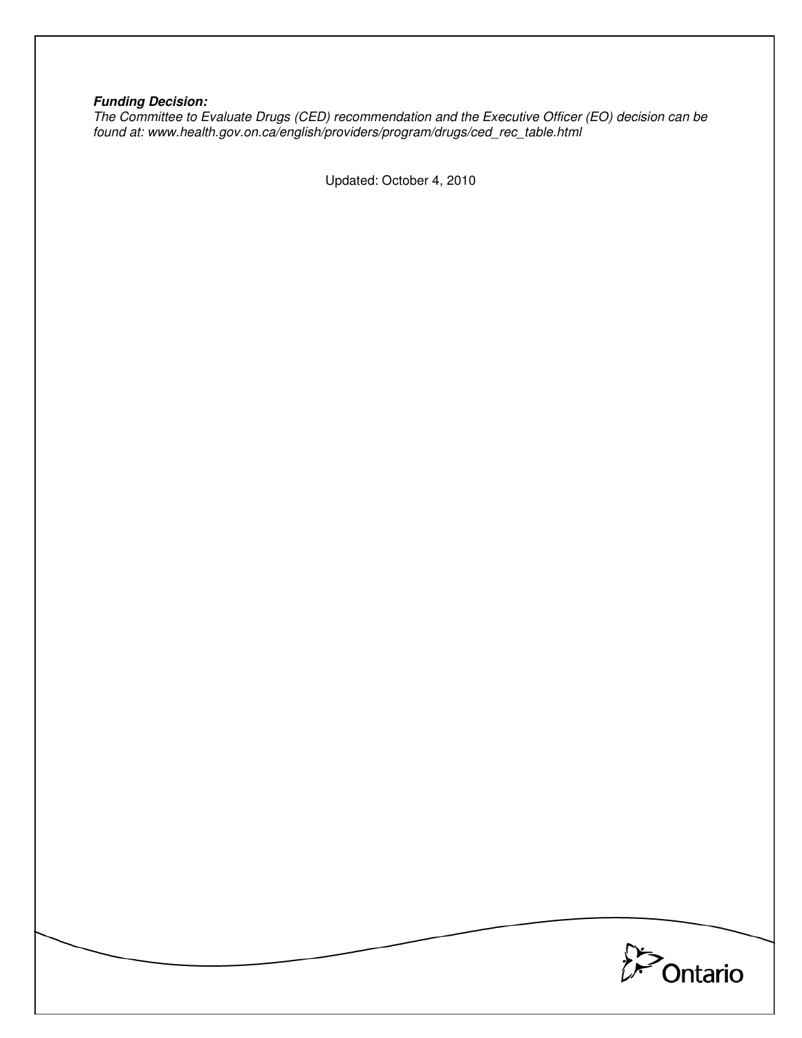***Funding Decision:***
*The Committee to Evaluate Drugs (CED) recommendation and the Executive Officer (EO) decision can be found at: www.health.gov.on.ca/english/providers/program/drugs/ced_rec_table.html*

Updated: October 4, 2010